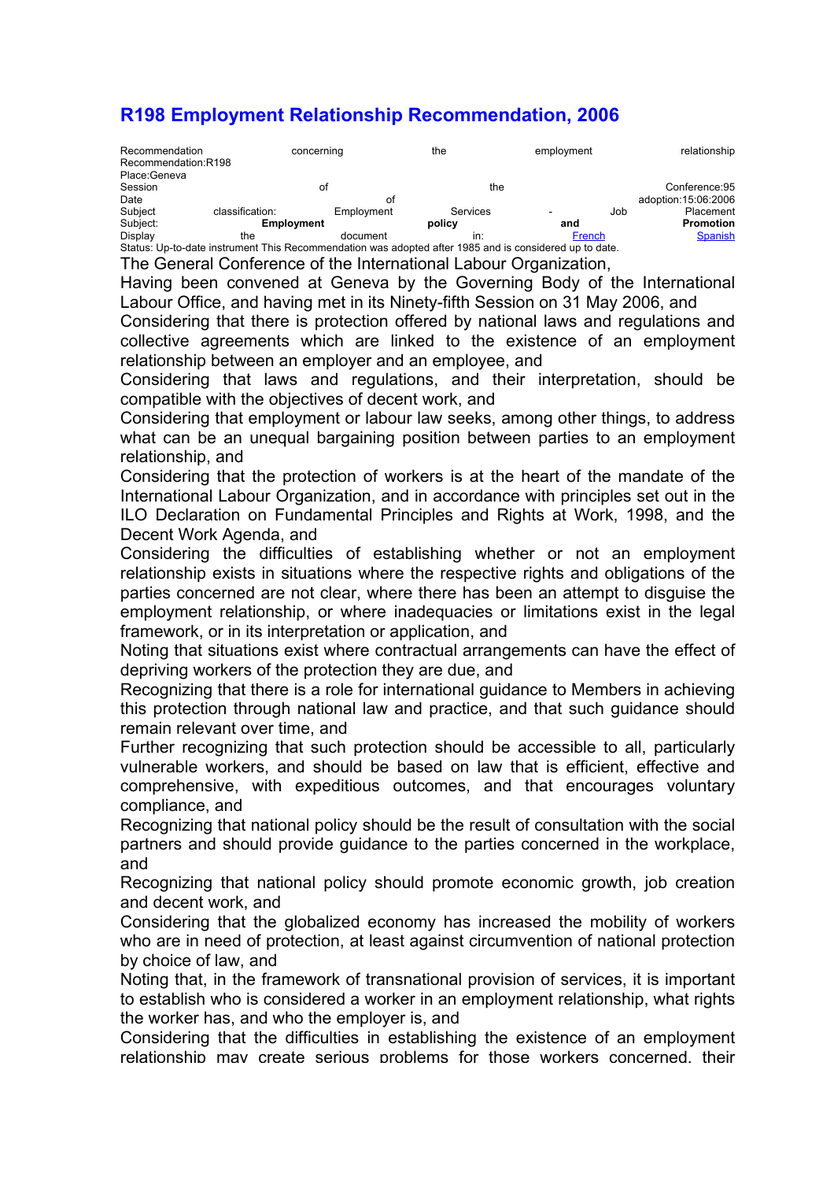# R198 Employment Relationship Recommendation, 2006

Recommendation concerning the employment relationship
Recommendation:R198
Place:Geneva
Session of the Conference:95
Date of adoption:15:06:2006
Subject classification: Employment Services - Job Placement
Subject: **Employment policy and Promotion**
Display the document in: French Spanish
Status: Up-to-date instrument This Recommendation was adopted after 1985 and is considered up to date.

The General Conference of the International Labour Organization,

Having been convened at Geneva by the Governing Body of the International Labour Office, and having met in its Ninety-fifth Session on 31 May 2006, and

Considering that there is protection offered by national laws and regulations and collective agreements which are linked to the existence of an employment relationship between an employer and an employee, and

Considering that laws and regulations, and their interpretation, should be compatible with the objectives of decent work, and

Considering that employment or labour law seeks, among other things, to address what can be an unequal bargaining position between parties to an employment relationship, and

Considering that the protection of workers is at the heart of the mandate of the International Labour Organization, and in accordance with principles set out in the ILO Declaration on Fundamental Principles and Rights at Work, 1998, and the Decent Work Agenda, and

Considering the difficulties of establishing whether or not an employment relationship exists in situations where the respective rights and obligations of the parties concerned are not clear, where there has been an attempt to disguise the employment relationship, or where inadequacies or limitations exist in the legal framework, or in its interpretation or application, and

Noting that situations exist where contractual arrangements can have the effect of depriving workers of the protection they are due, and

Recognizing that there is a role for international guidance to Members in achieving this protection through national law and practice, and that such guidance should remain relevant over time, and

Further recognizing that such protection should be accessible to all, particularly vulnerable workers, and should be based on law that is efficient, effective and comprehensive, with expeditious outcomes, and that encourages voluntary compliance, and

Recognizing that national policy should be the result of consultation with the social partners and should provide guidance to the parties concerned in the workplace, and

Recognizing that national policy should promote economic growth, job creation and decent work, and

Considering that the globalized economy has increased the mobility of workers who are in need of protection, at least against circumvention of national protection by choice of law, and

Noting that, in the framework of transnational provision of services, it is important to establish who is considered a worker in an employment relationship, what rights the worker has, and who the employer is, and

Considering that the difficulties in establishing the existence of an employment relationship may create serious problems for those workers concerned, their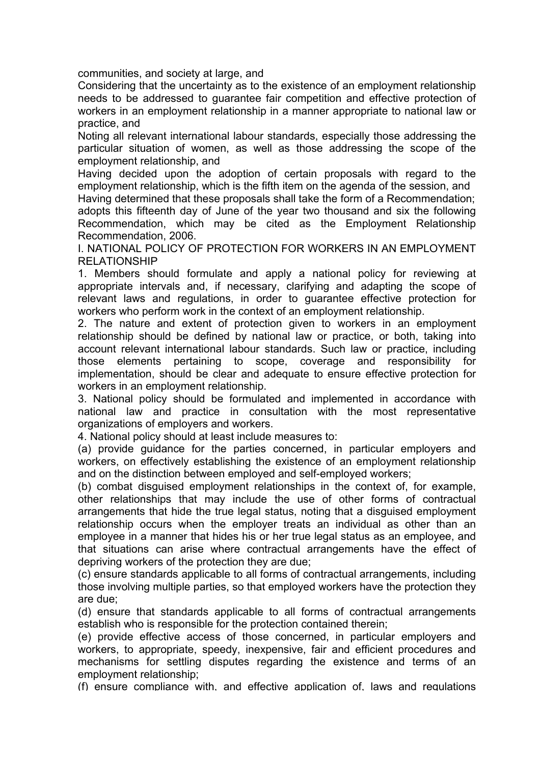communities, and society at large, and

Considering that the uncertainty as to the existence of an employment relationship needs to be addressed to guarantee fair competition and effective protection of workers in an employment relationship in a manner appropriate to national law or practice, and

Noting all relevant international labour standards, especially those addressing the particular situation of women, as well as those addressing the scope of the employment relationship, and

Having decided upon the adoption of certain proposals with regard to the employment relationship, which is the fifth item on the agenda of the session, and

Having determined that these proposals shall take the form of a Recommendation;

adopts this fifteenth day of June of the year two thousand and six the following Recommendation, which may be cited as the Employment Relationship Recommendation, 2006.

## I. NATIONAL POLICY OF PROTECTION FOR WORKERS IN AN EMPLOYMENT RELATIONSHIP

1. Members should formulate and apply a national policy for reviewing at appropriate intervals and, if necessary, clarifying and adapting the scope of relevant laws and regulations, in order to guarantee effective protection for workers who perform work in the context of an employment relationship.

2. The nature and extent of protection given to workers in an employment relationship should be defined by national law or practice, or both, taking into account relevant international labour standards. Such law or practice, including those elements pertaining to scope, coverage and responsibility for implementation, should be clear and adequate to ensure effective protection for workers in an employment relationship.

3. National policy should be formulated and implemented in accordance with national law and practice in consultation with the most representative organizations of employers and workers.

4. National policy should at least include measures to:

(a) provide guidance for the parties concerned, in particular employers and workers, on effectively establishing the existence of an employment relationship and on the distinction between employed and self-employed workers;

(b) combat disguised employment relationships in the context of, for example, other relationships that may include the use of other forms of contractual arrangements that hide the true legal status, noting that a disguised employment relationship occurs when the employer treats an individual as other than an employee in a manner that hides his or her true legal status as an employee, and that situations can arise where contractual arrangements have the effect of depriving workers of the protection they are due;

(c) ensure standards applicable to all forms of contractual arrangements, including those involving multiple parties, so that employed workers have the protection they are due;

(d) ensure that standards applicable to all forms of contractual arrangements establish who is responsible for the protection contained therein;

(e) provide effective access of those concerned, in particular employers and workers, to appropriate, speedy, inexpensive, fair and efficient procedures and mechanisms for settling disputes regarding the existence and terms of an employment relationship;

(f) ensure compliance with, and effective application of, laws and regulations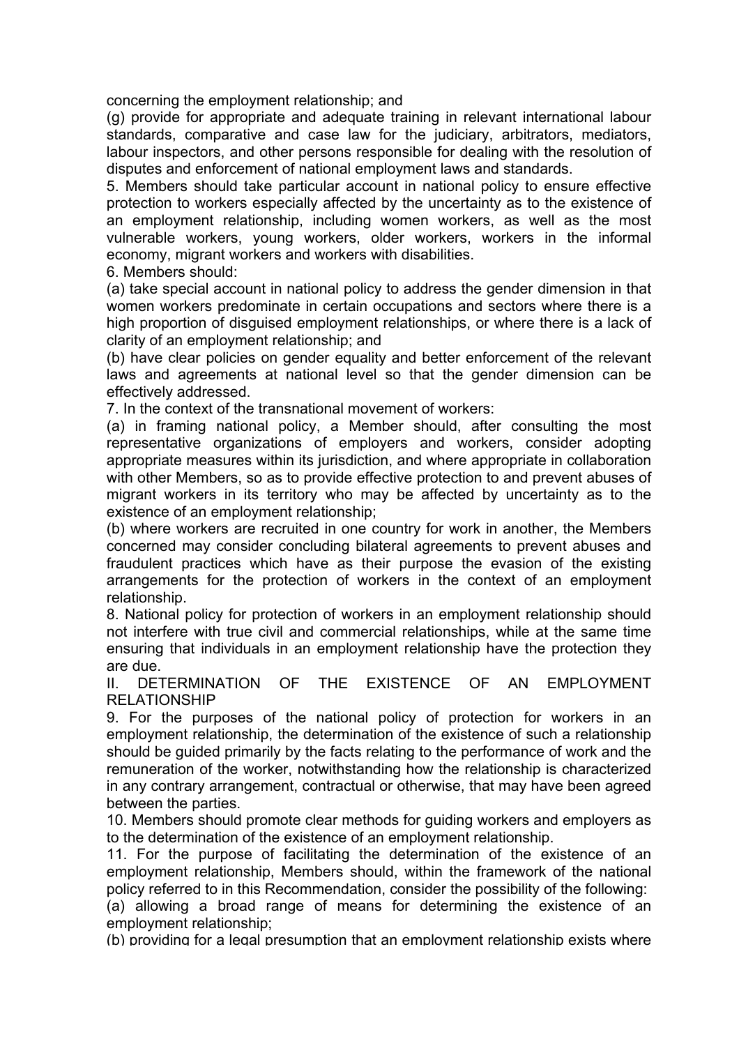concerning the employment relationship; and

(g) provide for appropriate and adequate training in relevant international labour standards, comparative and case law for the judiciary, arbitrators, mediators, labour inspectors, and other persons responsible for dealing with the resolution of disputes and enforcement of national employment laws and standards.

5. Members should take particular account in national policy to ensure effective protection to workers especially affected by the uncertainty as to the existence of an employment relationship, including women workers, as well as the most vulnerable workers, young workers, older workers, workers in the informal economy, migrant workers and workers with disabilities.

6. Members should:

(a) take special account in national policy to address the gender dimension in that women workers predominate in certain occupations and sectors where there is a high proportion of disguised employment relationships, or where there is a lack of clarity of an employment relationship; and

(b) have clear policies on gender equality and better enforcement of the relevant laws and agreements at national level so that the gender dimension can be effectively addressed.

7. In the context of the transnational movement of workers:

(a) in framing national policy, a Member should, after consulting the most representative organizations of employers and workers, consider adopting appropriate measures within its jurisdiction, and where appropriate in collaboration with other Members, so as to provide effective protection to and prevent abuses of migrant workers in its territory who may be affected by uncertainty as to the existence of an employment relationship;

(b) where workers are recruited in one country for work in another, the Members concerned may consider concluding bilateral agreements to prevent abuses and fraudulent practices which have as their purpose the evasion of the existing arrangements for the protection of workers in the context of an employment relationship.

8. National policy for protection of workers in an employment relationship should not interfere with true civil and commercial relationships, while at the same time ensuring that individuals in an employment relationship have the protection they are due.

## II. DETERMINATION OF THE EXISTENCE OF AN EMPLOYMENT RELATIONSHIP

9. For the purposes of the national policy of protection for workers in an employment relationship, the determination of the existence of such a relationship should be guided primarily by the facts relating to the performance of work and the remuneration of the worker, notwithstanding how the relationship is characterized in any contrary arrangement, contractual or otherwise, that may have been agreed between the parties.

10. Members should promote clear methods for guiding workers and employers as to the determination of the existence of an employment relationship.

11. For the purpose of facilitating the determination of the existence of an employment relationship, Members should, within the framework of the national policy referred to in this Recommendation, consider the possibility of the following:

(a) allowing a broad range of means for determining the existence of an employment relationship;

(b) providing for a legal presumption that an employment relationship exists where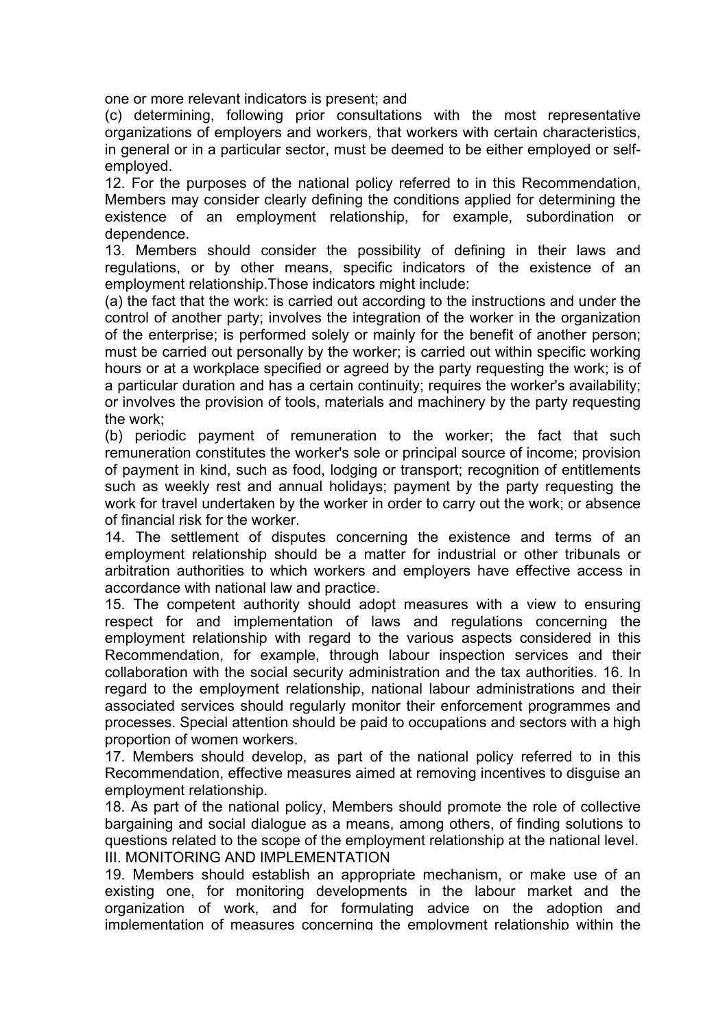one or more relevant indicators is present; and

(c) determining, following prior consultations with the most representative organizations of employers and workers, that workers with certain characteristics, in general or in a particular sector, must be deemed to be either employed or self-employed.

12. For the purposes of the national policy referred to in this Recommendation, Members may consider clearly defining the conditions applied for determining the existence of an employment relationship, for example, subordination or dependence.

13. Members should consider the possibility of defining in their laws and regulations, or by other means, specific indicators of the existence of an employment relationship.Those indicators might include:

(a) the fact that the work: is carried out according to the instructions and under the control of another party; involves the integration of the worker in the organization of the enterprise; is performed solely or mainly for the benefit of another person; must be carried out personally by the worker; is carried out within specific working hours or at a workplace specified or agreed by the party requesting the work; is of a particular duration and has a certain continuity; requires the worker's availability; or involves the provision of tools, materials and machinery by the party requesting the work;

(b) periodic payment of remuneration to the worker; the fact that such remuneration constitutes the worker's sole or principal source of income; provision of payment in kind, such as food, lodging or transport; recognition of entitlements such as weekly rest and annual holidays; payment by the party requesting the work for travel undertaken by the worker in order to carry out the work; or absence of financial risk for the worker.

14. The settlement of disputes concerning the existence and terms of an employment relationship should be a matter for industrial or other tribunals or arbitration authorities to which workers and employers have effective access in accordance with national law and practice.

15. The competent authority should adopt measures with a view to ensuring respect for and implementation of laws and regulations concerning the employment relationship with regard to the various aspects considered in this Recommendation, for example, through labour inspection services and their collaboration with the social security administration and the tax authorities. 16. In regard to the employment relationship, national labour administrations and their associated services should regularly monitor their enforcement programmes and processes. Special attention should be paid to occupations and sectors with a high proportion of women workers.

17. Members should develop, as part of the national policy referred to in this Recommendation, effective measures aimed at removing incentives to disguise an employment relationship.

18. As part of the national policy, Members should promote the role of collective bargaining and social dialogue as a means, among others, of finding solutions to questions related to the scope of the employment relationship at the national level.

III. MONITORING AND IMPLEMENTATION

19. Members should establish an appropriate mechanism, or make use of an existing one, for monitoring developments in the labour market and the organization of work, and for formulating advice on the adoption and implementation of measures concerning the employment relationship within the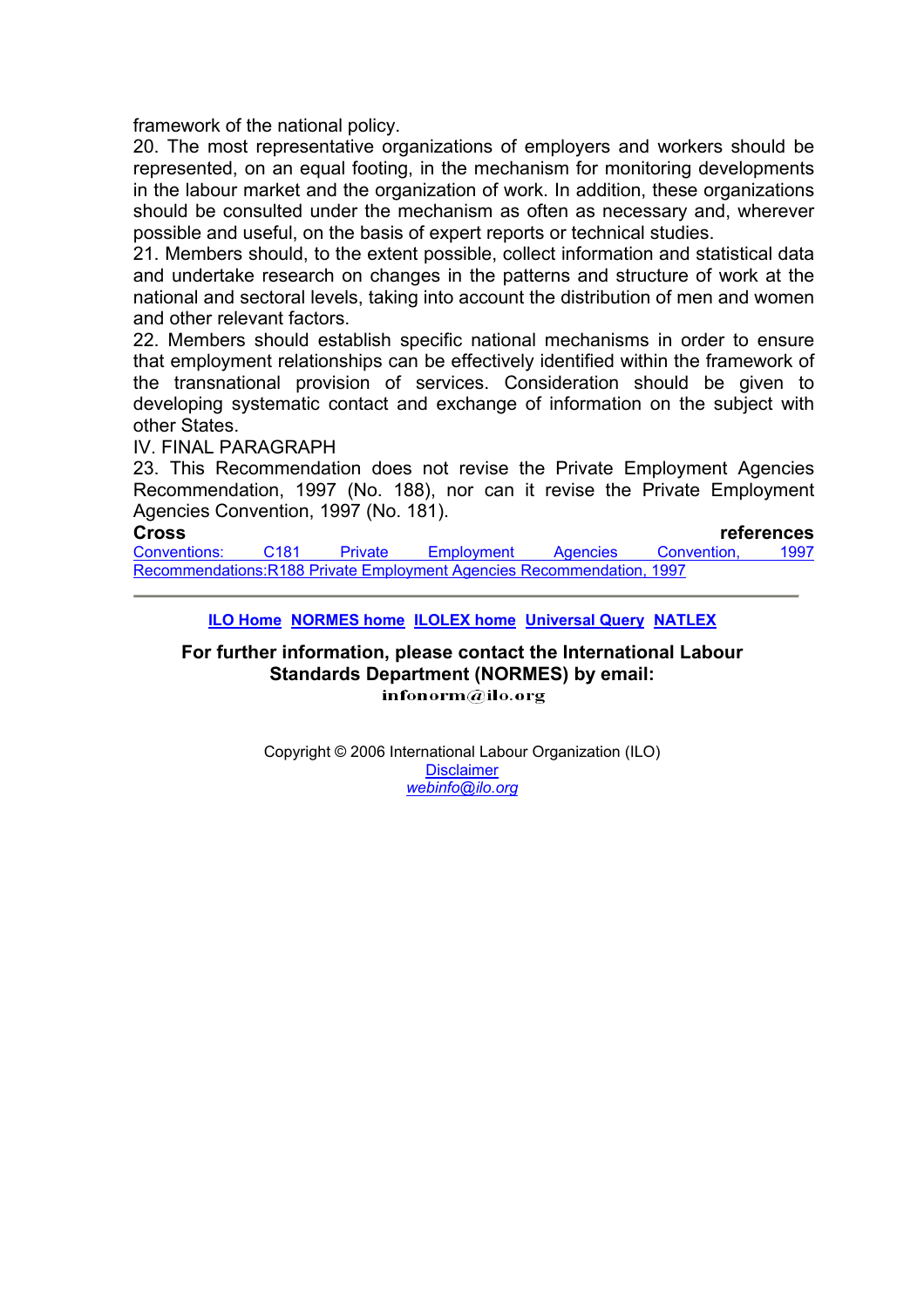framework of the national policy.

20. The most representative organizations of employers and workers should be represented, on an equal footing, in the mechanism for monitoring developments in the labour market and the organization of work. In addition, these organizations should be consulted under the mechanism as often as necessary and, wherever possible and useful, on the basis of expert reports or technical studies.

21. Members should, to the extent possible, collect information and statistical data and undertake research on changes in the patterns and structure of work at the national and sectoral levels, taking into account the distribution of men and women and other relevant factors.

22. Members should establish specific national mechanisms in order to ensure that employment relationships can be effectively identified within the framework of the transnational provision of services. Consideration should be given to developing systematic contact and exchange of information on the subject with other States.

IV. FINAL PARAGRAPH

23. This Recommendation does not revise the Private Employment Agencies Recommendation, 1997 (No. 188), nor can it revise the Private Employment Agencies Convention, 1997 (No. 181).

**Cross references**

Conventions: C181 Private Employment Agencies Convention, 1997

Recommendations:R188 Private Employment Agencies Recommendation, 1997

---

**ILO Home NORMES home ILOLEX home Universal Query NATLEX**

**For further information, please contact the International Labour Standards Department (NORMES) by email:**
**infonorm@ilo.org**

Copyright © 2006 International Labour Organization (ILO)
Disclaimer
*webinfo@ilo.org*